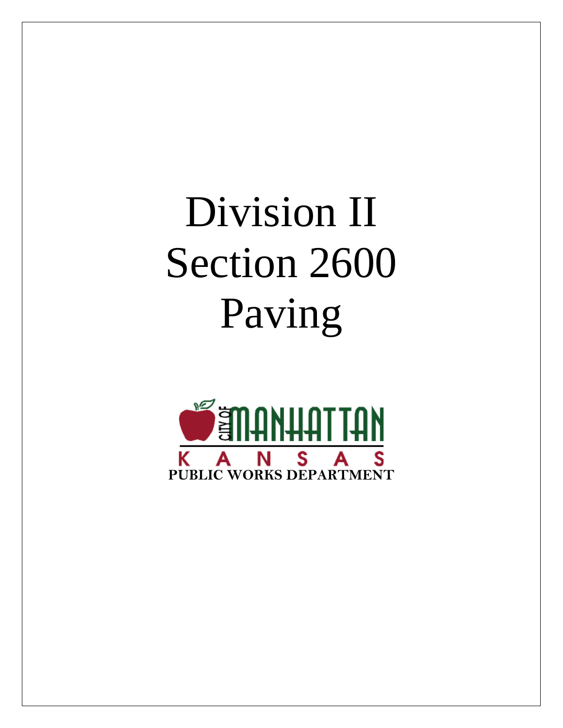# Division II
# Section 2600
# Paving

CITY OF MANHATTAN
KANSAS
PUBLIC WORKS DEPARTMENT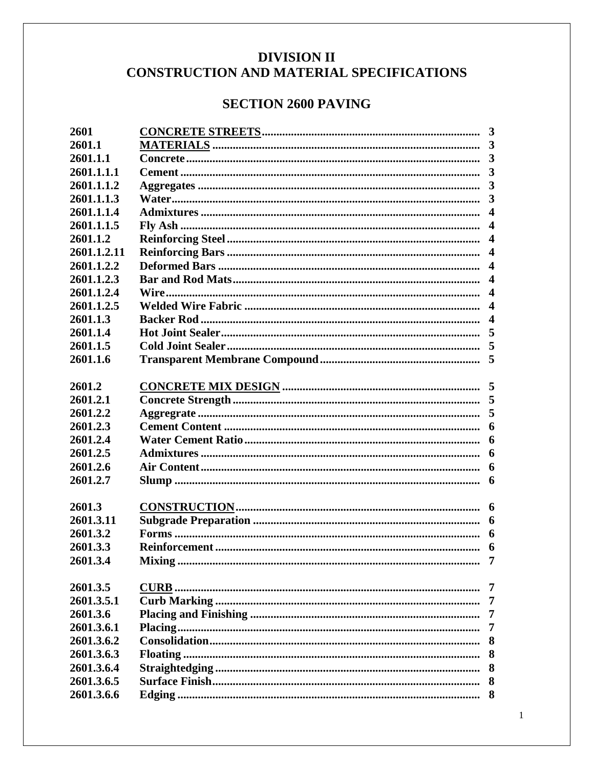# DIVISION II
# CONSTRUCTION AND MATERIAL SPECIFICATIONS

## SECTION 2600 PAVING

| | | |
|---|---|---|
| **2601** | **CONCRETE STREETS** | **3** |
| **2601.1** | **MATERIALS** | **3** |
| **2601.1.1** | **Concrete** | **3** |
| **2601.1.1.1** | **Cement** | **3** |
| **2601.1.1.2** | **Aggregates** | **3** |
| **2601.1.1.3** | **Water** | **3** |
| **2601.1.1.4** | **Admixtures** | **4** |
| **2601.1.1.5** | **Fly Ash** | **4** |
| **2601.1.2** | **Reinforcing Steel** | **4** |
| **2601.1.2.11** | **Reinforcing Bars** | **4** |
| **2601.1.2.2** | **Deformed Bars** | **4** |
| **2601.1.2.3** | **Bar and Rod Mats** | **4** |
| **2601.1.2.4** | **Wire** | **4** |
| **2601.1.2.5** | **Welded Wire Fabric** | **4** |
| **2601.1.3** | **Backer Rod** | **4** |
| **2601.1.4** | **Hot Joint Sealer** | **5** |
| **2601.1.5** | **Cold Joint Sealer** | **5** |
| **2601.1.6** | **Transparent Membrane Compound** | **5** |
| | | |
| **2601.2** | **CONCRETE MIX DESIGN** | **5** |
| **2601.2.1** | **Concrete Strength** | **5** |
| **2601.2.2** | **Aggregrate** | **5** |
| **2601.2.3** | **Cement Content** | **6** |
| **2601.2.4** | **Water Cement Ratio** | **6** |
| **2601.2.5** | **Admixtures** | **6** |
| **2601.2.6** | **Air Content** | **6** |
| **2601.2.7** | **Slump** | **6** |
| | | |
| **2601.3** | **CONSTRUCTION** | **6** |
| **2601.3.11** | **Subgrade Preparation** | **6** |
| **2601.3.2** | **Forms** | **6** |
| **2601.3.3** | **Reinforcement** | **6** |
| **2601.3.4** | **Mixing** | **7** |
| | | |
| **2601.3.5** | **CURB** | **7** |
| **2601.3.5.1** | **Curb Marking** | **7** |
| **2601.3.6** | **Placing and Finishing** | **7** |
| **2601.3.6.1** | **Placing** | **7** |
| **2601.3.6.2** | **Consolidation** | **8** |
| **2601.3.6.3** | **Floating** | **8** |
| **2601.3.6.4** | **Straightedging** | **8** |
| **2601.3.6.5** | **Surface Finish** | **8** |
| **2601.3.6.6** | **Edging** | **8** |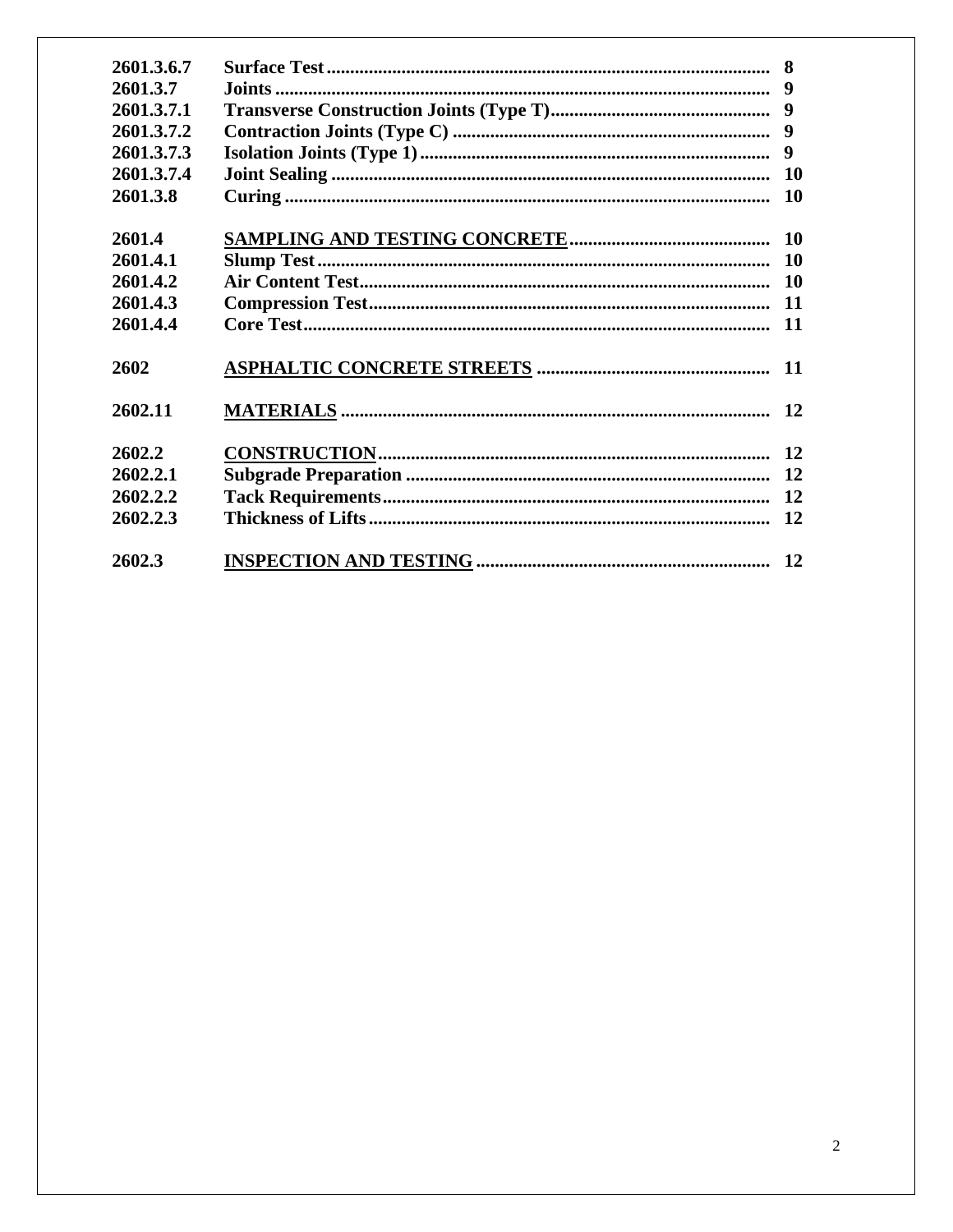| | | |
|---|---|---|
| **2601.3.6.7** | **Surface Test** | **8** |
| **2601.3.7** | **Joints** | **9** |
| **2601.3.7.1** | **Transverse Construction Joints (Type T)** | **9** |
| **2601.3.7.2** | **Contraction Joints (Type C)** | **9** |
| **2601.3.7.3** | **Isolation Joints (Type 1)** | **9** |
| **2601.3.7.4** | **Joint Sealing** | **10** |
| **2601.3.8** | **Curing** | **10** |
| | | |
| **2601.4** | **<u>SAMPLING AND TESTING CONCRETE</u>** | **10** |
| **2601.4.1** | **Slump Test** | **10** |
| **2601.4.2** | **Air Content Test** | **10** |
| **2601.4.3** | **Compression Test** | **11** |
| **2601.4.4** | **Core Test** | **11** |
| | | |
| **2602** | **<u>ASPHALTIC CONCRETE STREETS</u>** | **11** |
| | | |
| **2602.11** | **<u>MATERIALS</u>** | **12** |
| | | |
| **2602.2** | **<u>CONSTRUCTION</u>** | **12** |
| **2602.2.1** | **Subgrade Preparation** | **12** |
| **2602.2.2** | **Tack Requirements** | **12** |
| **2602.2.3** | **Thickness of Lifts** | **12** |
| | | |
| **2602.3** | **<u>INSPECTION AND TESTING</u>** | **12** |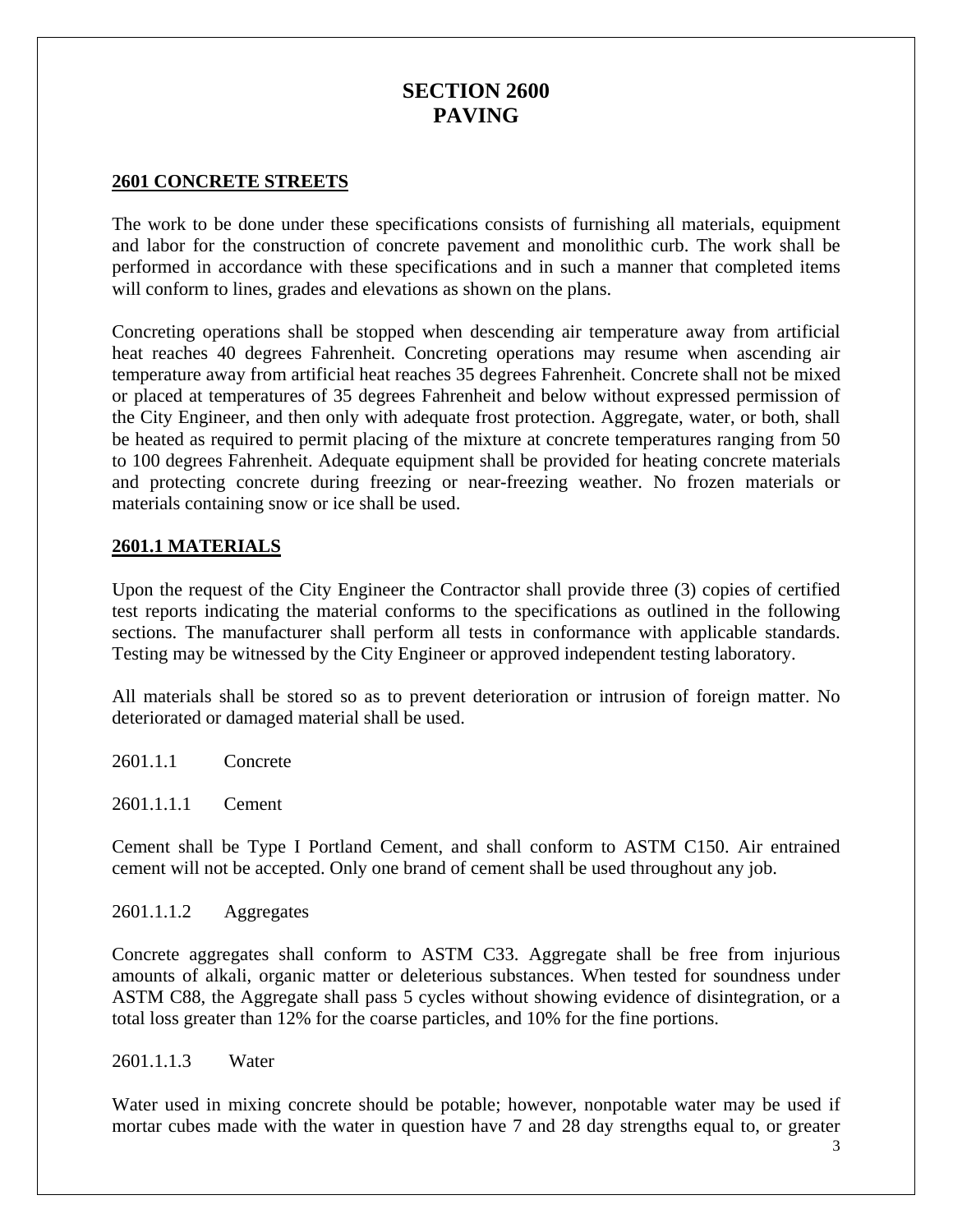# SECTION 2600
# PAVING

## 2601 CONCRETE STREETS

The work to be done under these specifications consists of furnishing all materials, equipment and labor for the construction of concrete pavement and monolithic curb. The work shall be performed in accordance with these specifications and in such a manner that completed items will conform to lines, grades and elevations as shown on the plans.

Concreting operations shall be stopped when descending air temperature away from artificial heat reaches 40 degrees Fahrenheit. Concreting operations may resume when ascending air temperature away from artificial heat reaches 35 degrees Fahrenheit. Concrete shall not be mixed or placed at temperatures of 35 degrees Fahrenheit and below without expressed permission of the City Engineer, and then only with adequate frost protection. Aggregate, water, or both, shall be heated as required to permit placing of the mixture at concrete temperatures ranging from 50 to 100 degrees Fahrenheit. Adequate equipment shall be provided for heating concrete materials and protecting concrete during freezing or near-freezing weather. No frozen materials or materials containing snow or ice shall be used.

## 2601.1 MATERIALS

Upon the request of the City Engineer the Contractor shall provide three (3) copies of certified test reports indicating the material conforms to the specifications as outlined in the following sections. The manufacturer shall perform all tests in conformance with applicable standards. Testing may be witnessed by the City Engineer or approved independent testing laboratory.

All materials shall be stored so as to prevent deterioration or intrusion of foreign matter. No deteriorated or damaged material shall be used.

2601.1.1 Concrete

2601.1.1.1 Cement

Cement shall be Type I Portland Cement, and shall conform to ASTM C150. Air entrained cement will not be accepted. Only one brand of cement shall be used throughout any job.

2601.1.1.2 Aggregates

Concrete aggregates shall conform to ASTM C33. Aggregate shall be free from injurious amounts of alkali, organic matter or deleterious substances. When tested for soundness under ASTM C88, the Aggregate shall pass 5 cycles without showing evidence of disintegration, or a total loss greater than 12% for the coarse particles, and 10% for the fine portions.

2601.1.1.3 Water

Water used in mixing concrete should be potable; however, nonpotable water may be used if mortar cubes made with the water in question have 7 and 28 day strengths equal to, or greater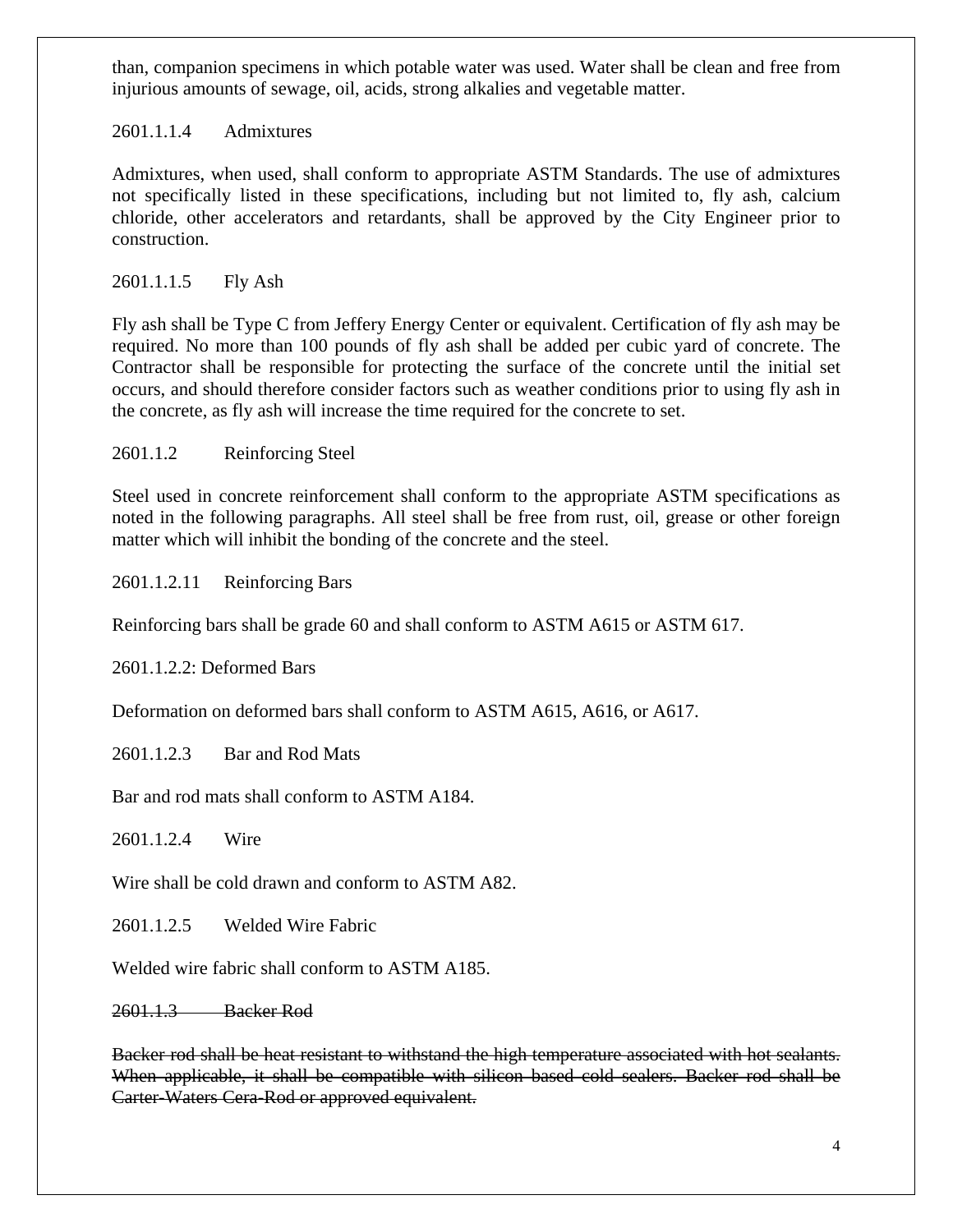than, companion specimens in which potable water was used. Water shall be clean and free from injurious amounts of sewage, oil, acids, strong alkalies and vegetable matter.

2601.1.1.4 Admixtures

Admixtures, when used, shall conform to appropriate ASTM Standards. The use of admixtures not specifically listed in these specifications, including but not limited to, fly ash, calcium chloride, other accelerators and retardants, shall be approved by the City Engineer prior to construction.

2601.1.1.5 Fly Ash

Fly ash shall be Type C from Jeffery Energy Center or equivalent. Certification of fly ash may be required. No more than 100 pounds of fly ash shall be added per cubic yard of concrete. The Contractor shall be responsible for protecting the surface of the concrete until the initial set occurs, and should therefore consider factors such as weather conditions prior to using fly ash in the concrete, as fly ash will increase the time required for the concrete to set.

2601.1.2 Reinforcing Steel

Steel used in concrete reinforcement shall conform to the appropriate ASTM specifications as noted in the following paragraphs. All steel shall be free from rust, oil, grease or other foreign matter which will inhibit the bonding of the concrete and the steel.

2601.1.2.11 Reinforcing Bars

Reinforcing bars shall be grade 60 and shall conform to ASTM A615 or ASTM 617.

2601.1.2.2: Deformed Bars

Deformation on deformed bars shall conform to ASTM A615, A616, or A617.

2601.1.2.3 Bar and Rod Mats

Bar and rod mats shall conform to ASTM A184.

2601.1.2.4 Wire

Wire shall be cold drawn and conform to ASTM A82.

2601.1.2.5 Welded Wire Fabric

Welded wire fabric shall conform to ASTM A185.

~~2601.1.3 Backer Rod~~

~~Backer rod shall be heat resistant to withstand the high temperature associated with hot sealants. When applicable, it shall be compatible with silicon based cold sealers. Backer rod shall be Carter-Waters Cera-Rod or approved equivalent.~~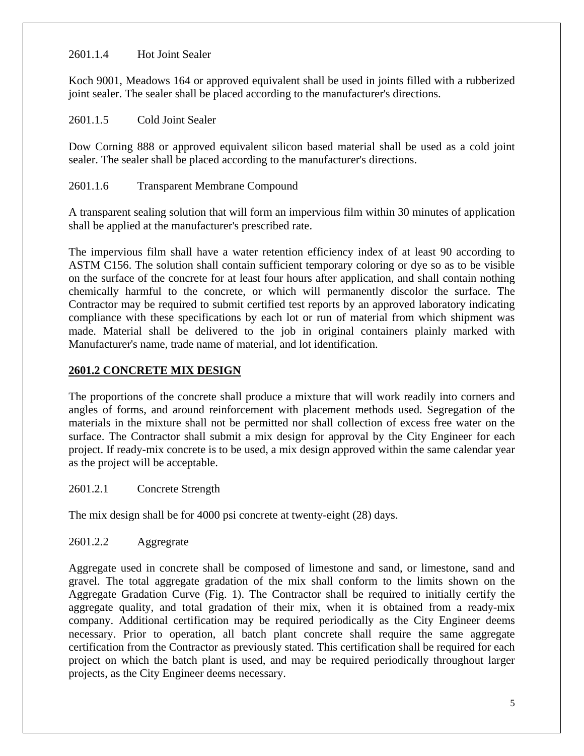2601.1.4 Hot Joint Sealer

Koch 9001, Meadows 164 or approved equivalent shall be used in joints filled with a rubberized joint sealer. The sealer shall be placed according to the manufacturer's directions.

2601.1.5 Cold Joint Sealer

Dow Corning 888 or approved equivalent silicon based material shall be used as a cold joint sealer. The sealer shall be placed according to the manufacturer's directions.

2601.1.6 Transparent Membrane Compound

A transparent sealing solution that will form an impervious film within 30 minutes of application shall be applied at the manufacturer's prescribed rate.

The impervious film shall have a water retention efficiency index of at least 90 according to ASTM C156. The solution shall contain sufficient temporary coloring or dye so as to be visible on the surface of the concrete for at least four hours after application, and shall contain nothing chemically harmful to the concrete, or which will permanently discolor the surface. The Contractor may be required to submit certified test reports by an approved laboratory indicating compliance with these specifications by each lot or run of material from which shipment was made. Material shall be delivered to the job in original containers plainly marked with Manufacturer's name, trade name of material, and lot identification.

## 2601.2 CONCRETE MIX DESIGN

The proportions of the concrete shall produce a mixture that will work readily into corners and angles of forms, and around reinforcement with placement methods used. Segregation of the materials in the mixture shall not be permitted nor shall collection of excess free water on the surface. The Contractor shall submit a mix design for approval by the City Engineer for each project. If ready-mix concrete is to be used, a mix design approved within the same calendar year as the project will be acceptable.

2601.2.1 Concrete Strength

The mix design shall be for 4000 psi concrete at twenty-eight (28) days.

2601.2.2 Aggregrate

Aggregate used in concrete shall be composed of limestone and sand, or limestone, sand and gravel. The total aggregate gradation of the mix shall conform to the limits shown on the Aggregate Gradation Curve (Fig. 1). The Contractor shall be required to initially certify the aggregate quality, and total gradation of their mix, when it is obtained from a ready-mix company. Additional certification may be required periodically as the City Engineer deems necessary. Prior to operation, all batch plant concrete shall require the same aggregate certification from the Contractor as previously stated. This certification shall be required for each project on which the batch plant is used, and may be required periodically throughout larger projects, as the City Engineer deems necessary.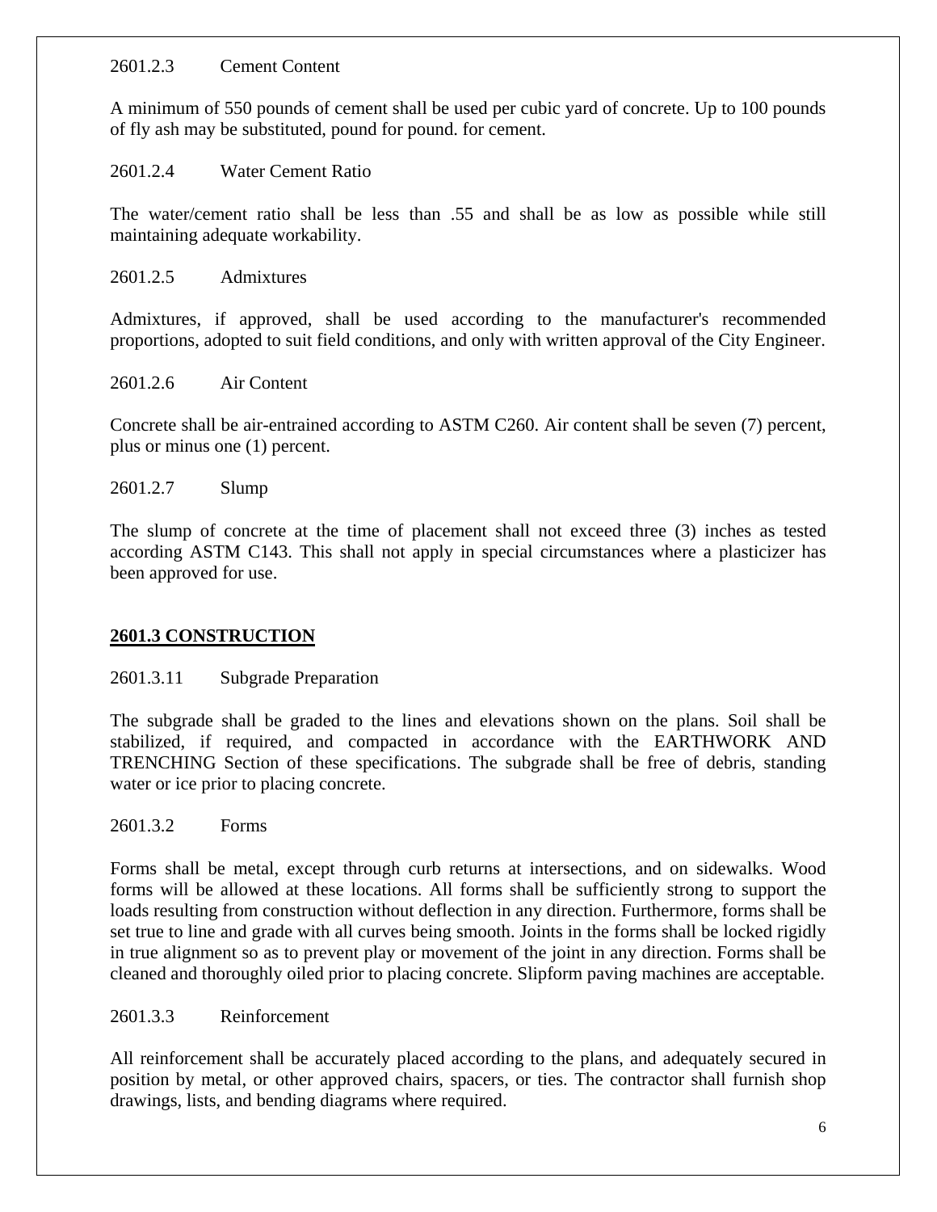2601.2.3 Cement Content

A minimum of 550 pounds of cement shall be used per cubic yard of concrete. Up to 100 pounds of fly ash may be substituted, pound for pound. for cement.

2601.2.4 Water Cement Ratio

The water/cement ratio shall be less than .55 and shall be as low as possible while still maintaining adequate workability.

2601.2.5 Admixtures

Admixtures, if approved, shall be used according to the manufacturer's recommended proportions, adopted to suit field conditions, and only with written approval of the City Engineer.

2601.2.6 Air Content

Concrete shall be air-entrained according to ASTM C260. Air content shall be seven (7) percent, plus or minus one (1) percent.

2601.2.7 Slump

The slump of concrete at the time of placement shall not exceed three (3) inches as tested according ASTM C143. This shall not apply in special circumstances where a plasticizer has been approved for use.

## **2601.3 CONSTRUCTION**

2601.3.11 Subgrade Preparation

The subgrade shall be graded to the lines and elevations shown on the plans. Soil shall be stabilized, if required, and compacted in accordance with the EARTHWORK AND TRENCHING Section of these specifications. The subgrade shall be free of debris, standing water or ice prior to placing concrete.

2601.3.2 Forms

Forms shall be metal, except through curb returns at intersections, and on sidewalks. Wood forms will be allowed at these locations. All forms shall be sufficiently strong to support the loads resulting from construction without deflection in any direction. Furthermore, forms shall be set true to line and grade with all curves being smooth. Joints in the forms shall be locked rigidly in true alignment so as to prevent play or movement of the joint in any direction. Forms shall be cleaned and thoroughly oiled prior to placing concrete. Slipform paving machines are acceptable.

2601.3.3 Reinforcement

All reinforcement shall be accurately placed according to the plans, and adequately secured in position by metal, or other approved chairs, spacers, or ties. The contractor shall furnish shop drawings, lists, and bending diagrams where required.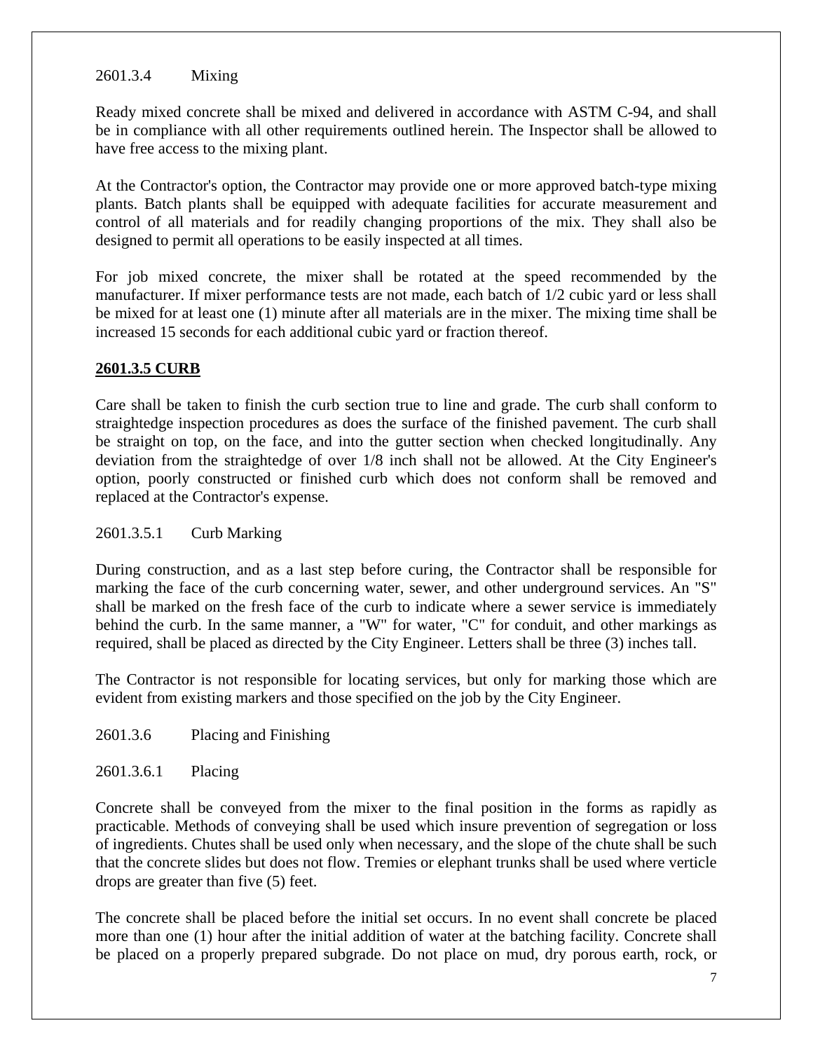2601.3.4 Mixing

Ready mixed concrete shall be mixed and delivered in accordance with ASTM C-94, and shall be in compliance with all other requirements outlined herein. The Inspector shall be allowed to have free access to the mixing plant.

At the Contractor's option, the Contractor may provide one or more approved batch-type mixing plants. Batch plants shall be equipped with adequate facilities for accurate measurement and control of all materials and for readily changing proportions of the mix. They shall also be designed to permit all operations to be easily inspected at all times.

For job mixed concrete, the mixer shall be rotated at the speed recommended by the manufacturer. If mixer performance tests are not made, each batch of 1/2 cubic yard or less shall be mixed for at least one (1) minute after all materials are in the mixer. The mixing time shall be increased 15 seconds for each additional cubic yard or fraction thereof.

**2601.3.5 CURB**

Care shall be taken to finish the curb section true to line and grade. The curb shall conform to straightedge inspection procedures as does the surface of the finished pavement. The curb shall be straight on top, on the face, and into the gutter section when checked longitudinally. Any deviation from the straightedge of over 1/8 inch shall not be allowed. At the City Engineer's option, poorly constructed or finished curb which does not conform shall be removed and replaced at the Contractor's expense.

2601.3.5.1 Curb Marking

During construction, and as a last step before curing, the Contractor shall be responsible for marking the face of the curb concerning water, sewer, and other underground services. An "S" shall be marked on the fresh face of the curb to indicate where a sewer service is immediately behind the curb. In the same manner, a "W" for water, "C" for conduit, and other markings as required, shall be placed as directed by the City Engineer. Letters shall be three (3) inches tall.

The Contractor is not responsible for locating services, but only for marking those which are evident from existing markers and those specified on the job by the City Engineer.

2601.3.6 Placing and Finishing

2601.3.6.1 Placing

Concrete shall be conveyed from the mixer to the final position in the forms as rapidly as practicable. Methods of conveying shall be used which insure prevention of segregation or loss of ingredients. Chutes shall be used only when necessary, and the slope of the chute shall be such that the concrete slides but does not flow. Tremies or elephant trunks shall be used where verticle drops are greater than five (5) feet.

The concrete shall be placed before the initial set occurs. In no event shall concrete be placed more than one (1) hour after the initial addition of water at the batching facility. Concrete shall be placed on a properly prepared subgrade. Do not place on mud, dry porous earth, rock, or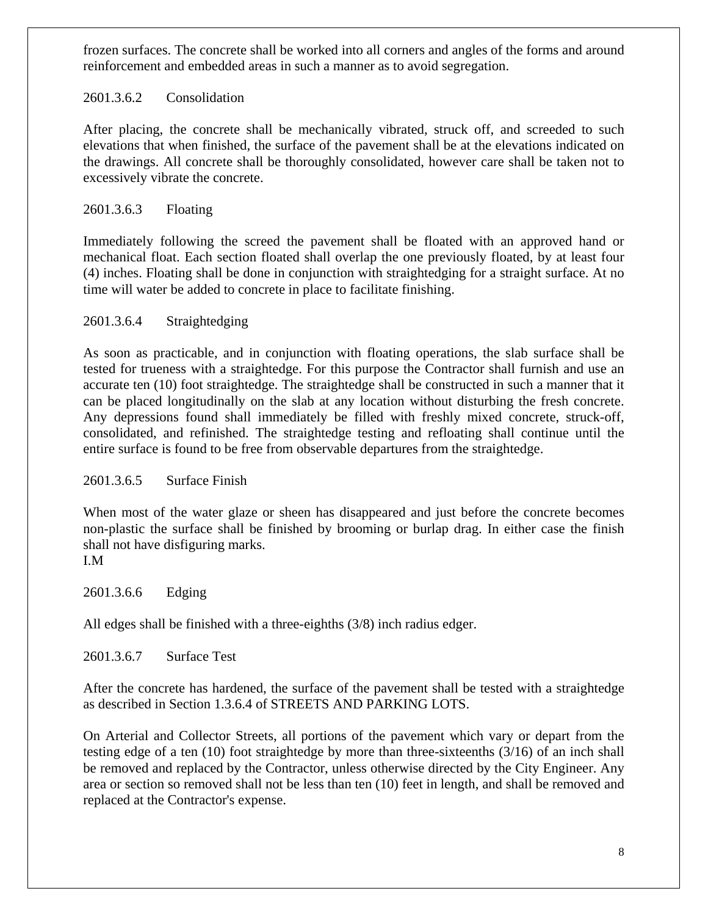frozen surfaces. The concrete shall be worked into all corners and angles of the forms and around reinforcement and embedded areas in such a manner as to avoid segregation.

### 2601.3.6.2 Consolidation

After placing, the concrete shall be mechanically vibrated, struck off, and screeded to such elevations that when finished, the surface of the pavement shall be at the elevations indicated on the drawings. All concrete shall be thoroughly consolidated, however care shall be taken not to excessively vibrate the concrete.

### 2601.3.6.3 Floating

Immediately following the screed the pavement shall be floated with an approved hand or mechanical float. Each section floated shall overlap the one previously floated, by at least four (4) inches. Floating shall be done in conjunction with straightedging for a straight surface. At no time will water be added to concrete in place to facilitate finishing.

### 2601.3.6.4 Straightedging

As soon as practicable, and in conjunction with floating operations, the slab surface shall be tested for trueness with a straightedge. For this purpose the Contractor shall furnish and use an accurate ten (10) foot straightedge. The straightedge shall be constructed in such a manner that it can be placed longitudinally on the slab at any location without disturbing the fresh concrete. Any depressions found shall immediately be filled with freshly mixed concrete, struck-off, consolidated, and refinished. The straightedge testing and refloating shall continue until the entire surface is found to be free from observable departures from the straightedge.

### 2601.3.6.5 Surface Finish

When most of the water glaze or sheen has disappeared and just before the concrete becomes non-plastic the surface shall be finished by brooming or burlap drag. In either case the finish shall not have disfiguring marks.
I.M

### 2601.3.6.6 Edging

All edges shall be finished with a three-eighths (3/8) inch radius edger.

### 2601.3.6.7 Surface Test

After the concrete has hardened, the surface of the pavement shall be tested with a straightedge as described in Section 1.3.6.4 of STREETS AND PARKING LOTS.

On Arterial and Collector Streets, all portions of the pavement which vary or depart from the testing edge of a ten (10) foot straightedge by more than three-sixteenths (3/16) of an inch shall be removed and replaced by the Contractor, unless otherwise directed by the City Engineer. Any area or section so removed shall not be less than ten (10) feet in length, and shall be removed and replaced at the Contractor's expense.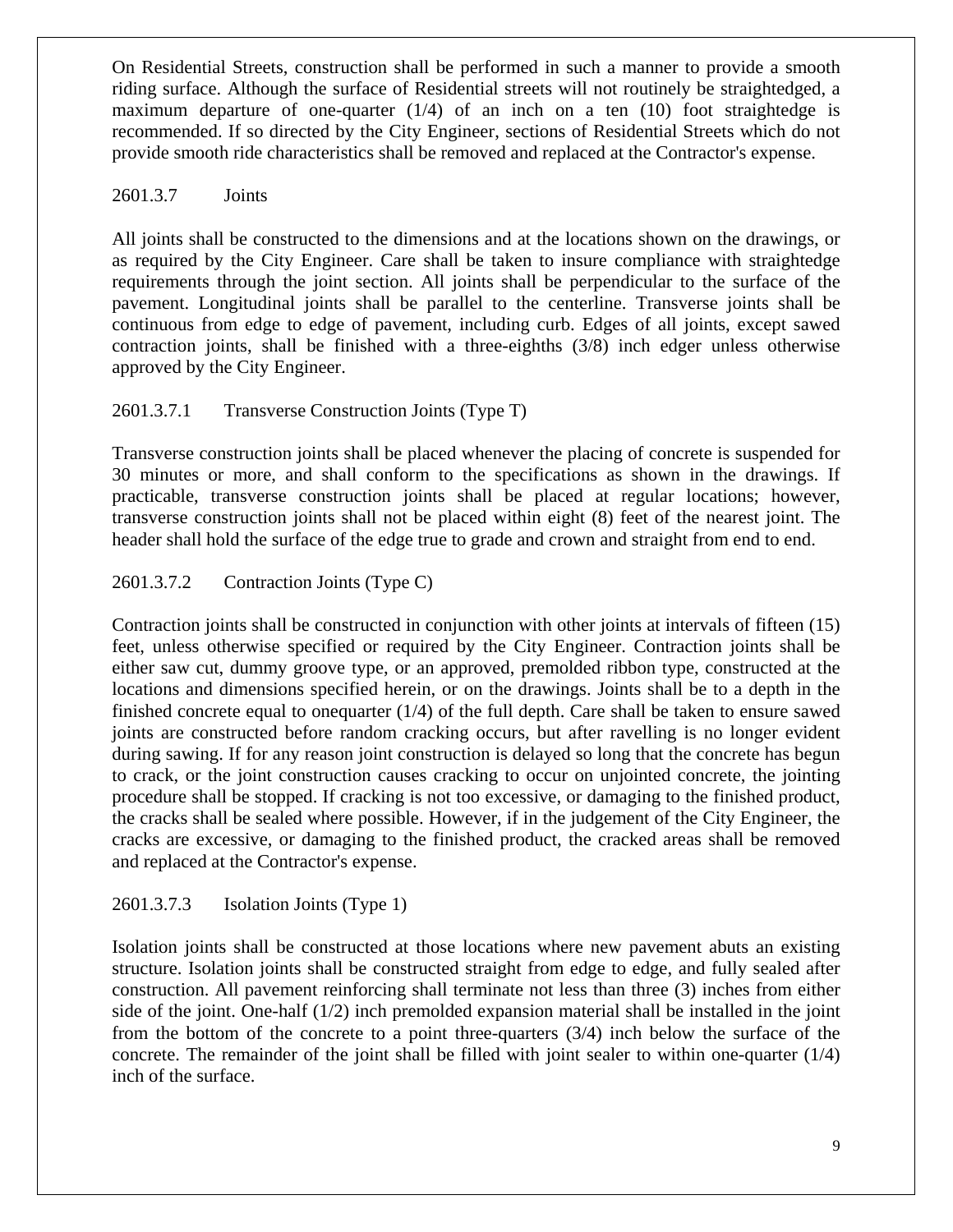On Residential Streets, construction shall be performed in such a manner to provide a smooth riding surface. Although the surface of Residential streets will not routinely be straightedged, a maximum departure of one-quarter (1/4) of an inch on a ten (10) foot straightedge is recommended. If so directed by the City Engineer, sections of Residential Streets which do not provide smooth ride characteristics shall be removed and replaced at the Contractor's expense.

### 2601.3.7 Joints

All joints shall be constructed to the dimensions and at the locations shown on the drawings, or as required by the City Engineer. Care shall be taken to insure compliance with straightedge requirements through the joint section. All joints shall be perpendicular to the surface of the pavement. Longitudinal joints shall be parallel to the centerline. Transverse joints shall be continuous from edge to edge of pavement, including curb. Edges of all joints, except sawed contraction joints, shall be finished with a three-eighths (3/8) inch edger unless otherwise approved by the City Engineer.

#### 2601.3.7.1 Transverse Construction Joints (Type T)

Transverse construction joints shall be placed whenever the placing of concrete is suspended for 30 minutes or more, and shall conform to the specifications as shown in the drawings. If practicable, transverse construction joints shall be placed at regular locations; however, transverse construction joints shall not be placed within eight (8) feet of the nearest joint. The header shall hold the surface of the edge true to grade and crown and straight from end to end.

#### 2601.3.7.2 Contraction Joints (Type C)

Contraction joints shall be constructed in conjunction with other joints at intervals of fifteen (15) feet, unless otherwise specified or required by the City Engineer. Contraction joints shall be either saw cut, dummy groove type, or an approved, premolded ribbon type, constructed at the locations and dimensions specified herein, or on the drawings. Joints shall be to a depth in the finished concrete equal to onequarter (1/4) of the full depth. Care shall be taken to ensure sawed joints are constructed before random cracking occurs, but after ravelling is no longer evident during sawing. If for any reason joint construction is delayed so long that the concrete has begun to crack, or the joint construction causes cracking to occur on unjointed concrete, the jointing procedure shall be stopped. If cracking is not too excessive, or damaging to the finished product, the cracks shall be sealed where possible. However, if in the judgement of the City Engineer, the cracks are excessive, or damaging to the finished product, the cracked areas shall be removed and replaced at the Contractor's expense.

#### 2601.3.7.3 Isolation Joints (Type 1)

Isolation joints shall be constructed at those locations where new pavement abuts an existing structure. Isolation joints shall be constructed straight from edge to edge, and fully sealed after construction. All pavement reinforcing shall terminate not less than three (3) inches from either side of the joint. One-half (1/2) inch premolded expansion material shall be installed in the joint from the bottom of the concrete to a point three-quarters (3/4) inch below the surface of the concrete. The remainder of the joint shall be filled with joint sealer to within one-quarter (1/4) inch of the surface.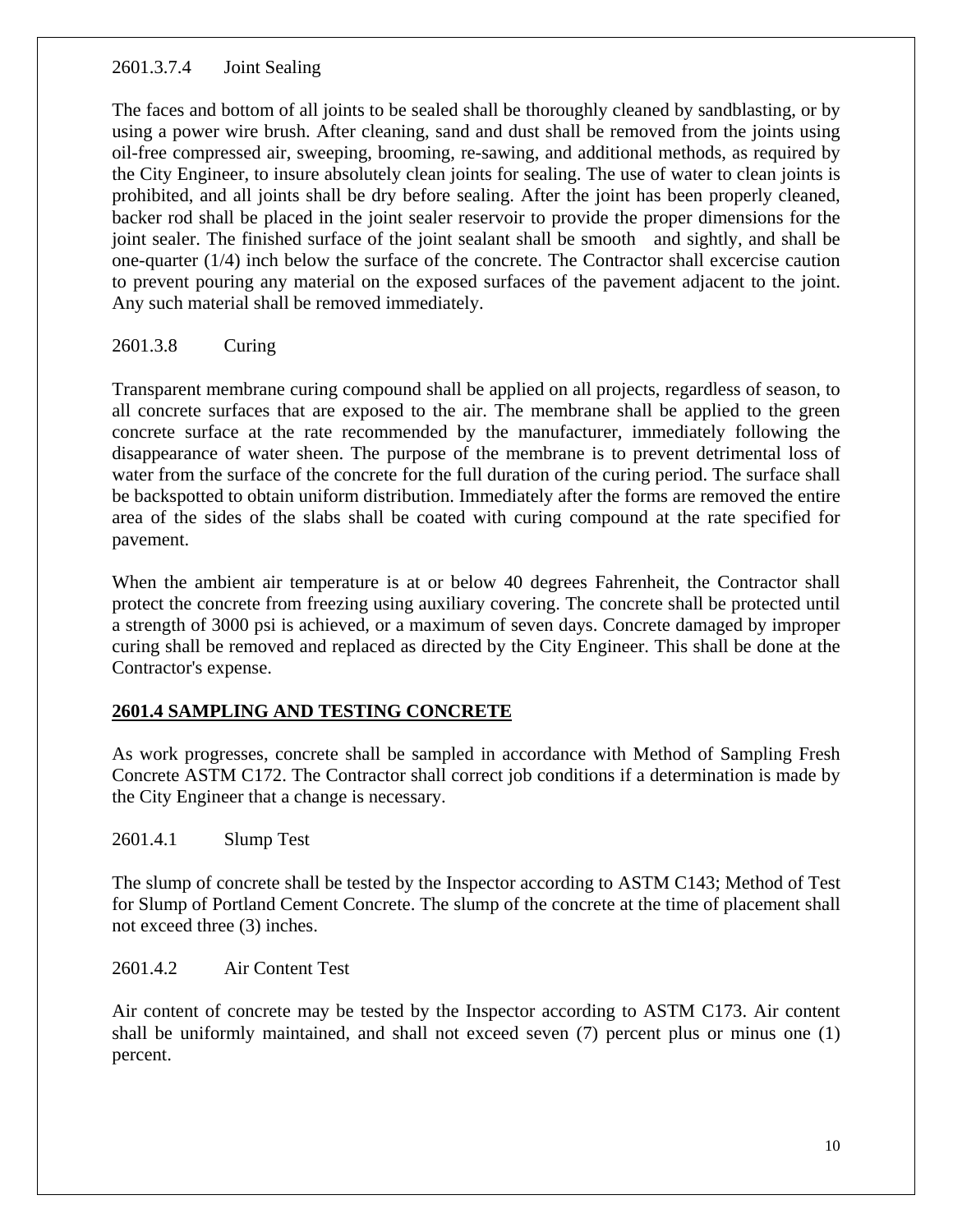2601.3.7.4 Joint Sealing

The faces and bottom of all joints to be sealed shall be thoroughly cleaned by sandblasting, or by using a power wire brush. After cleaning, sand and dust shall be removed from the joints using oil-free compressed air, sweeping, brooming, re-sawing, and additional methods, as required by the City Engineer, to insure absolutely clean joints for sealing. The use of water to clean joints is prohibited, and all joints shall be dry before sealing. After the joint has been properly cleaned, backer rod shall be placed in the joint sealer reservoir to provide the proper dimensions for the joint sealer. The finished surface of the joint sealant shall be smooth and sightly, and shall be one-quarter (1/4) inch below the surface of the concrete. The Contractor shall excercise caution to prevent pouring any material on the exposed surfaces of the pavement adjacent to the joint. Any such material shall be removed immediately.

2601.3.8 Curing

Transparent membrane curing compound shall be applied on all projects, regardless of season, to all concrete surfaces that are exposed to the air. The membrane shall be applied to the green concrete surface at the rate recommended by the manufacturer, immediately following the disappearance of water sheen. The purpose of the membrane is to prevent detrimental loss of water from the surface of the concrete for the full duration of the curing period. The surface shall be backspotted to obtain uniform distribution. Immediately after the forms are removed the entire area of the sides of the slabs shall be coated with curing compound at the rate specified for pavement.

When the ambient air temperature is at or below 40 degrees Fahrenheit, the Contractor shall protect the concrete from freezing using auxiliary covering. The concrete shall be protected until a strength of 3000 psi is achieved, or a maximum of seven days. Concrete damaged by improper curing shall be removed and replaced as directed by the City Engineer. This shall be done at the Contractor's expense.

## 2601.4 SAMPLING AND TESTING CONCRETE

As work progresses, concrete shall be sampled in accordance with Method of Sampling Fresh Concrete ASTM C172. The Contractor shall correct job conditions if a determination is made by the City Engineer that a change is necessary.

2601.4.1 Slump Test

The slump of concrete shall be tested by the Inspector according to ASTM C143; Method of Test for Slump of Portland Cement Concrete. The slump of the concrete at the time of placement shall not exceed three (3) inches.

2601.4.2 Air Content Test

Air content of concrete may be tested by the Inspector according to ASTM C173. Air content shall be uniformly maintained, and shall not exceed seven (7) percent plus or minus one (1) percent.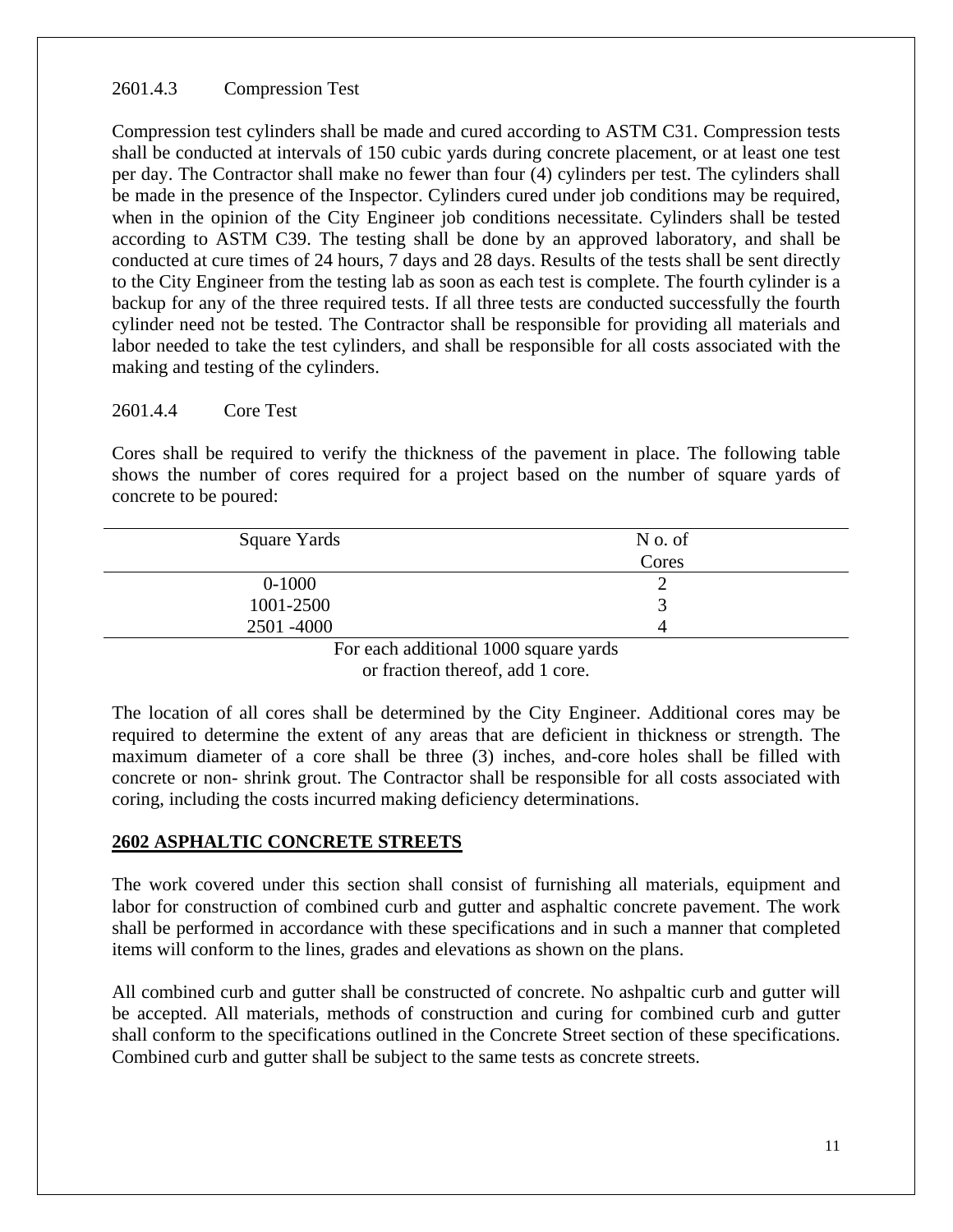2601.4.3 Compression Test

Compression test cylinders shall be made and cured according to ASTM C31. Compression tests shall be conducted at intervals of 150 cubic yards during concrete placement, or at least one test per day. The Contractor shall make no fewer than four (4) cylinders per test. The cylinders shall be made in the presence of the Inspector. Cylinders cured under job conditions may be required, when in the opinion of the City Engineer job conditions necessitate. Cylinders shall be tested according to ASTM C39. The testing shall be done by an approved laboratory, and shall be conducted at cure times of 24 hours, 7 days and 28 days. Results of the tests shall be sent directly to the City Engineer from the testing lab as soon as each test is complete. The fourth cylinder is a backup for any of the three required tests. If all three tests are conducted successfully the fourth cylinder need not be tested. The Contractor shall be responsible for providing all materials and labor needed to take the test cylinders, and shall be responsible for all costs associated with the making and testing of the cylinders.

2601.4.4 Core Test

Cores shall be required to verify the thickness of the pavement in place. The following table shows the number of cores required for a project based on the number of square yards of concrete to be poured:

| Square Yards | N o. of Cores |
|---|---|
| 0-1000 | 2 |
| 1001-2500 | 3 |
| 2501 -4000 | 4 |

For each additional 1000 square yards or fraction thereof, add 1 core.

The location of all cores shall be determined by the City Engineer. Additional cores may be required to determine the extent of any areas that are deficient in thickness or strength. The maximum diameter of a core shall be three (3) inches, and-core holes shall be filled with concrete or non- shrink grout. The Contractor shall be responsible for all costs associated with coring, including the costs incurred making deficiency determinations.

## 2602 ASPHALTIC CONCRETE STREETS

The work covered under this section shall consist of furnishing all materials, equipment and labor for construction of combined curb and gutter and asphaltic concrete pavement. The work shall be performed in accordance with these specifications and in such a manner that completed items will conform to the lines, grades and elevations as shown on the plans.

All combined curb and gutter shall be constructed of concrete. No ashpaltic curb and gutter will be accepted. All materials, methods of construction and curing for combined curb and gutter shall conform to the specifications outlined in the Concrete Street section of these specifications. Combined curb and gutter shall be subject to the same tests as concrete streets.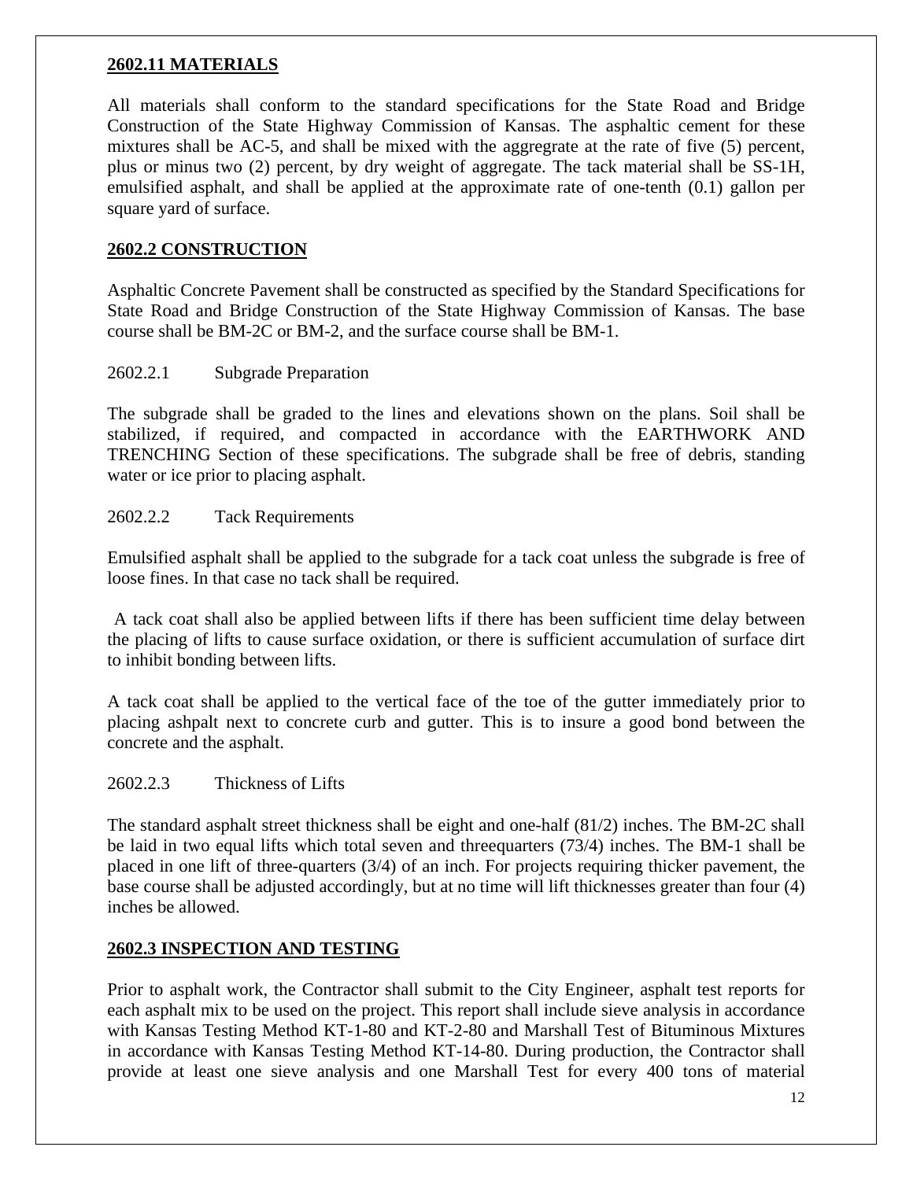**2602.11 MATERIALS**

All materials shall conform to the standard specifications for the State Road and Bridge Construction of the State Highway Commission of Kansas. The asphaltic cement for these mixtures shall be AC-5, and shall be mixed with the aggregrate at the rate of five (5) percent, plus or minus two (2) percent, by dry weight of aggregate. The tack material shall be SS-1H, emulsified asphalt, and shall be applied at the approximate rate of one-tenth (0.1) gallon per square yard of surface.

**2602.2 CONSTRUCTION**

Asphaltic Concrete Pavement shall be constructed as specified by the Standard Specifications for State Road and Bridge Construction of the State Highway Commission of Kansas. The base course shall be BM-2C or BM-2, and the surface course shall be BM-1.

2602.2.1 Subgrade Preparation

The subgrade shall be graded to the lines and elevations shown on the plans. Soil shall be stabilized, if required, and compacted in accordance with the EARTHWORK AND TRENCHING Section of these specifications. The subgrade shall be free of debris, standing water or ice prior to placing asphalt.

2602.2.2 Tack Requirements

Emulsified asphalt shall be applied to the subgrade for a tack coat unless the subgrade is free of loose fines. In that case no tack shall be required.

A tack coat shall also be applied between lifts if there has been sufficient time delay between the placing of lifts to cause surface oxidation, or there is sufficient accumulation of surface dirt to inhibit bonding between lifts.

A tack coat shall be applied to the vertical face of the toe of the gutter immediately prior to placing ashpalt next to concrete curb and gutter. This is to insure a good bond between the concrete and the asphalt.

2602.2.3 Thickness of Lifts

The standard asphalt street thickness shall be eight and one-half (81/2) inches. The BM-2C shall be laid in two equal lifts which total seven and threequarters (73/4) inches. The BM-1 shall be placed in one lift of three-quarters (3/4) of an inch. For projects requiring thicker pavement, the base course shall be adjusted accordingly, but at no time will lift thicknesses greater than four (4) inches be allowed.

**2602.3 INSPECTION AND TESTING**

Prior to asphalt work, the Contractor shall submit to the City Engineer, asphalt test reports for each asphalt mix to be used on the project. This report shall include sieve analysis in accordance with Kansas Testing Method KT-1-80 and KT-2-80 and Marshall Test of Bituminous Mixtures in accordance with Kansas Testing Method KT-14-80. During production, the Contractor shall provide at least one sieve analysis and one Marshall Test for every 400 tons of material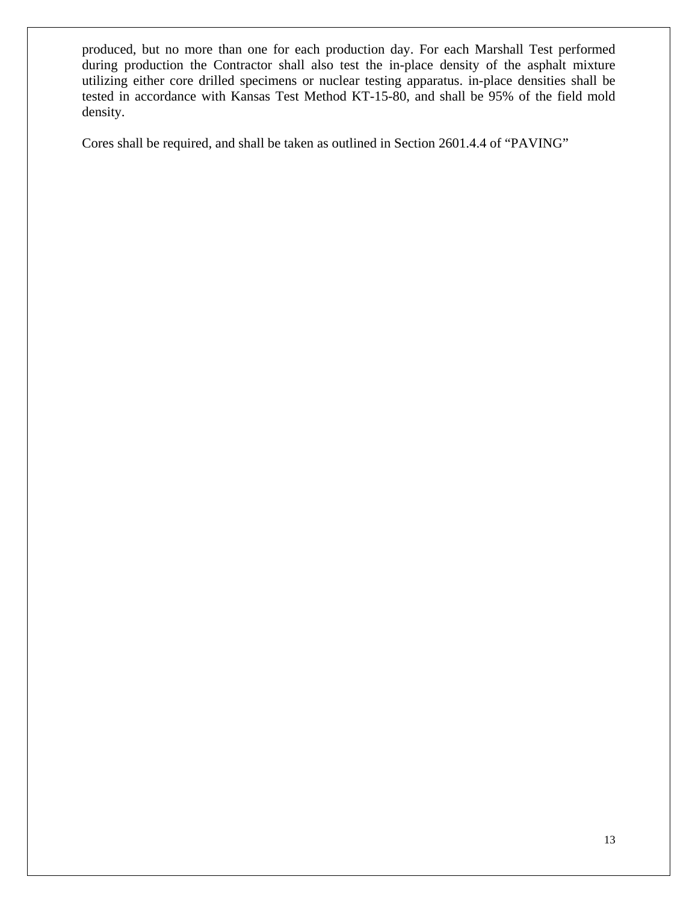produced, but no more than one for each production day. For each Marshall Test performed during production the Contractor shall also test the in-place density of the asphalt mixture utilizing either core drilled specimens or nuclear testing apparatus. in-place densities shall be tested in accordance with Kansas Test Method KT-15-80, and shall be 95% of the field mold density.

Cores shall be required, and shall be taken as outlined in Section 2601.4.4 of "PAVING"